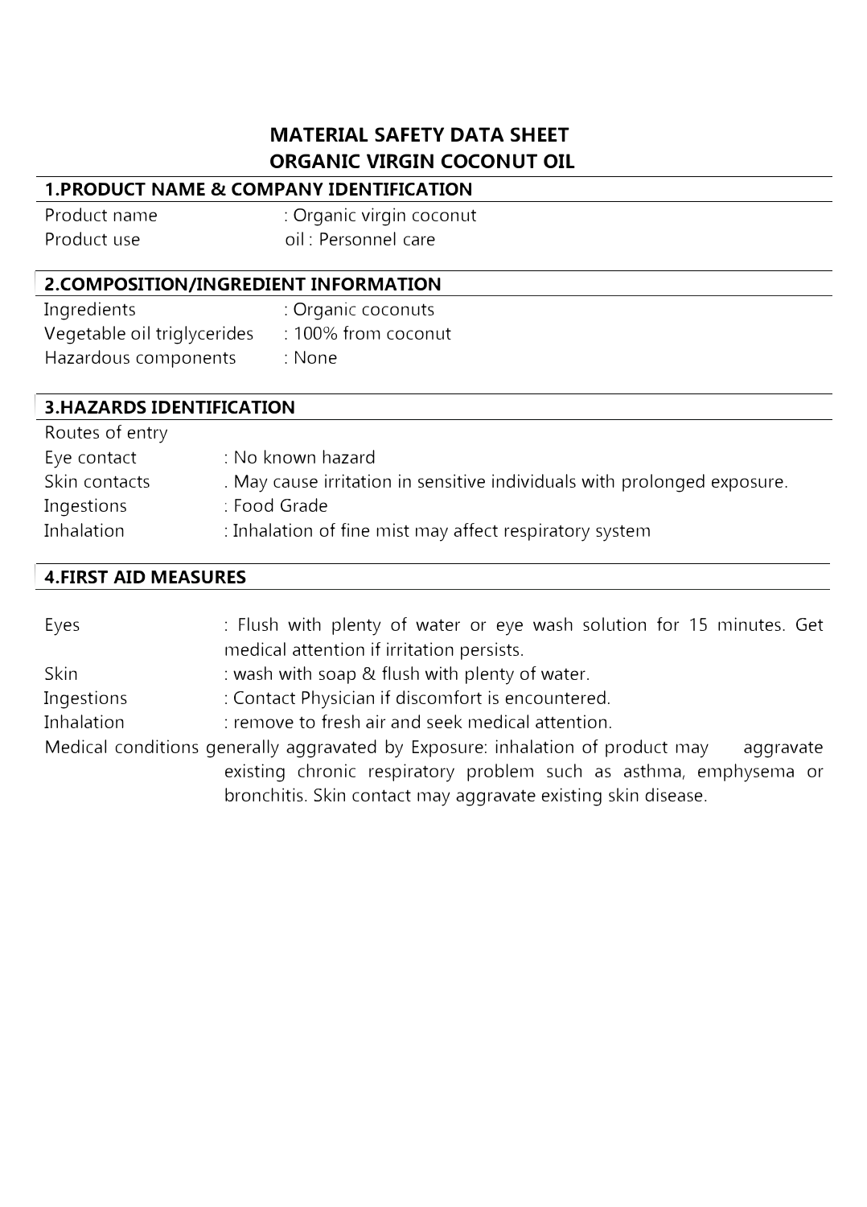# MATERIAL SAFETY DATA SHEET
# ORGANIC VIRGIN COCONUT OIL

## 1.PRODUCT NAME & COMPANY IDENTIFICATION

Product name : Organic virgin coconut
Product use oil : Personnel care

## 2.COMPOSITION/INGREDIENT INFORMATION

Ingredients : Organic coconuts
Vegetable oil triglycerides : 100% from coconut
Hazardous components : None

## 3.HAZARDS IDENTIFICATION

Routes of entry
Eye contact : No known hazard
Skin contacts . May cause irritation in sensitive individuals with prolonged exposure.
Ingestions : Food Grade
Inhalation : Inhalation of fine mist may affect respiratory system

## 4.FIRST AID MEASURES

Eyes : Flush with plenty of water or eye wash solution for 15 minutes. Get medical attention if irritation persists.
Skin : wash with soap & flush with plenty of water.
Ingestions : Contact Physician if discomfort is encountered.
Inhalation : remove to fresh air and seek medical attention.
Medical conditions generally aggravated by Exposure: inhalation of product may aggravate existing chronic respiratory problem such as asthma, emphysema or bronchitis. Skin contact may aggravate existing skin disease.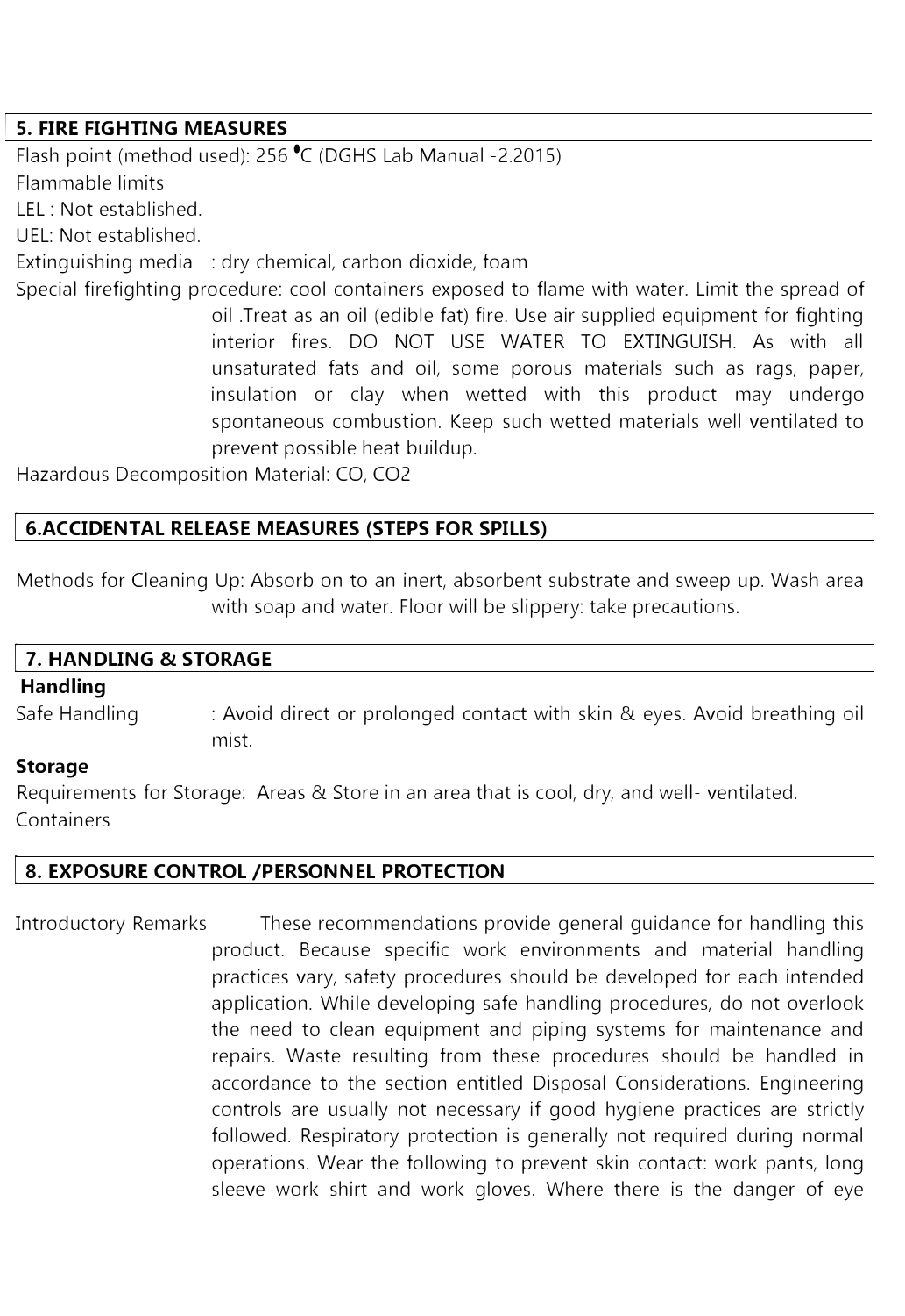## 5. FIRE FIGHTING MEASURES

Flash point (method used): 256 °C (DGHS Lab Manual -2.2015)

Flammable limits

LEL : Not established.

UEL: Not established.

Extinguishing media : dry chemical, carbon dioxide, foam

Special firefighting procedure: cool containers exposed to flame with water. Limit the spread of oil .Treat as an oil (edible fat) fire. Use air supplied equipment for fighting interior fires. DO NOT USE WATER TO EXTINGUISH. As with all unsaturated fats and oil, some porous materials such as rags, paper, insulation or clay when wetted with this product may undergo spontaneous combustion. Keep such wetted materials well ventilated to prevent possible heat buildup.

Hazardous Decomposition Material: CO, $CO_2$

## 6.ACCIDENTAL RELEASE MEASURES (STEPS FOR SPILLS)

Methods for Cleaning Up: Absorb on to an inert, absorbent substrate and sweep up. Wash area with soap and water. Floor will be slippery: take precautions.

## 7. HANDLING & STORAGE

**Handling**

Safe Handling : Avoid direct or prolonged contact with skin & eyes. Avoid breathing oil mist.

**Storage**

Requirements for Storage: Areas & Containers Store in an area that is cool, dry, and well- ventilated.

## 8. EXPOSURE CONTROL /PERSONNEL PROTECTION

Introductory Remarks These recommendations provide general guidance for handling this product. Because specific work environments and material handling practices vary, safety procedures should be developed for each intended application. While developing safe handling procedures, do not overlook the need to clean equipment and piping systems for maintenance and repairs. Waste resulting from these procedures should be handled in accordance to the section entitled Disposal Considerations. Engineering controls are usually not necessary if good hygiene practices are strictly followed. Respiratory protection is generally not required during normal operations. Wear the following to prevent skin contact: work pants, long sleeve work shirt and work gloves. Where there is the danger of eye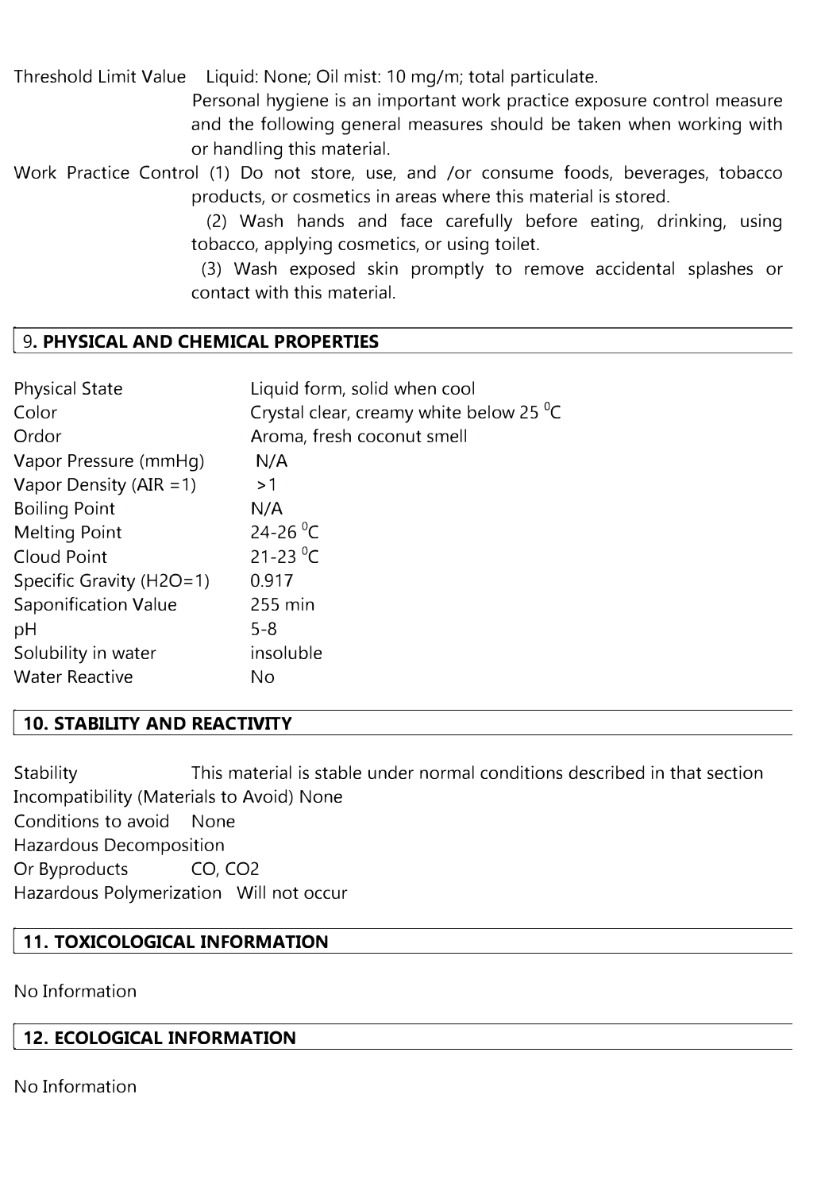Threshold Limit Value Liquid: None; Oil mist: 10 mg/m; total particulate.

Personal hygiene is an important work practice exposure control measure and the following general measures should be taken when working with or handling this material.

Work Practice Control (1) Do not store, use, and /or consume foods, beverages, tobacco products, or cosmetics in areas where this material is stored.

(2) Wash hands and face carefully before eating, drinking, using tobacco, applying cosmetics, or using toilet.

(3) Wash exposed skin promptly to remove accidental splashes or contact with this material.

## 9. PHYSICAL AND CHEMICAL PROPERTIES

| | |
|---|---|
| Physical State | Liquid form, solid when cool |
| Color | Crystal clear, creamy white below 25 $^0$C |
| Ordor | Aroma, fresh coconut smell |
| Vapor Pressure (mmHg) | N/A |
| Vapor Density (AIR =1) | >1 |
| Boiling Point | N/A |
| Melting Point | 24-26 $^0$C |
| Cloud Point | 21-23 $^0$C |
| Specific Gravity (H2O=1) | 0.917 |
| Saponification Value | 255 min |
| pH | 5-8 |
| Solubility in water | insoluble |
| Water Reactive | No |

## 10. STABILITY AND REACTIVITY

Stability This material is stable under normal conditions described in that section

Incompatibility (Materials to Avoid) None

Conditions to avoid None

Hazardous Decomposition Or Byproducts CO, CO2

Hazardous Polymerization Will not occur

## 11. TOXICOLOGICAL INFORMATION

No Information

## 12. ECOLOGICAL INFORMATION

No Information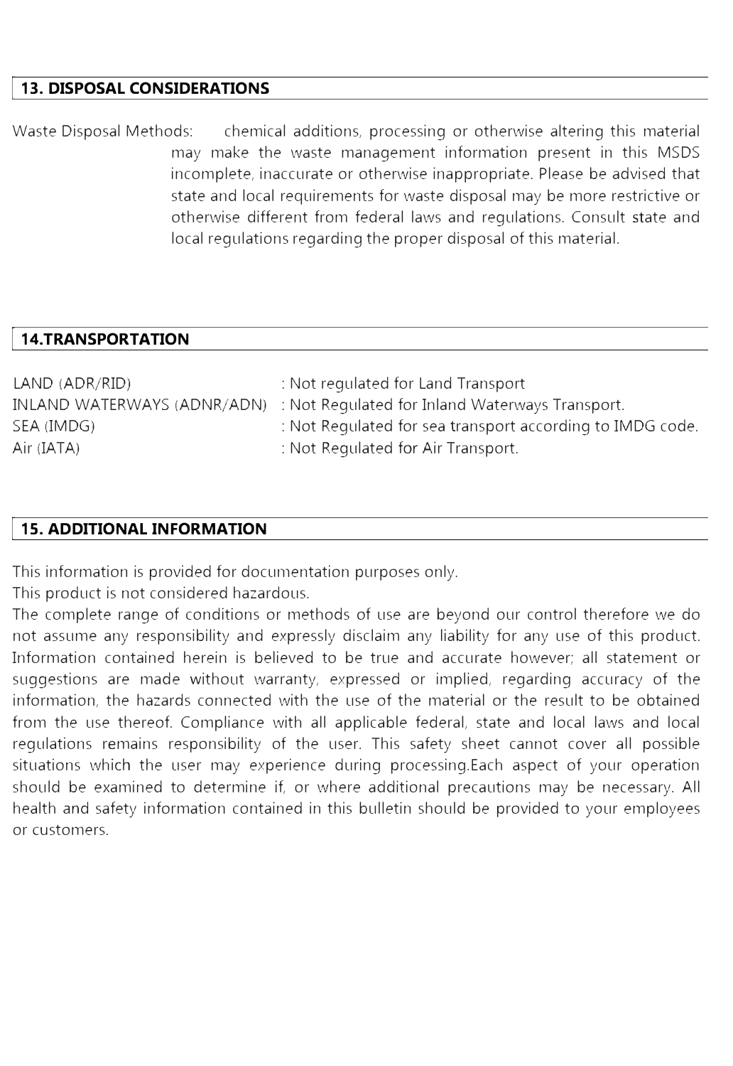## 13. DISPOSAL CONSIDERATIONS

Waste Disposal Methods: chemical additions, processing or otherwise altering this material may make the waste management information present in this MSDS incomplete, inaccurate or otherwise inappropriate. Please be advised that state and local requirements for waste disposal may be more restrictive or otherwise different from federal laws and regulations. Consult state and local regulations regarding the proper disposal of this material.

## 14.TRANSPORTATION

| | |
|---|---|
| LAND (ADR/RID) | : Not regulated for Land Transport |
| INLAND WATERWAYS (ADNR/ADN) | : Not Regulated for Inland Waterways Transport. |
| SEA (IMDG) | : Not Regulated for sea transport according to IMDG code. |
| Air (IATA) | : Not Regulated for Air Transport. |

## 15. ADDITIONAL INFORMATION

This information is provided for documentation purposes only.
This product is not considered hazardous.
The complete range of conditions or methods of use are beyond our control therefore we do not assume any responsibility and expressly disclaim any liability for any use of this product. Information contained herein is believed to be true and accurate however; all statement or suggestions are made without warranty, expressed or implied, regarding accuracy of the information, the hazards connected with the use of the material or the result to be obtained from the use thereof. Compliance with all applicable federal, state and local laws and local regulations remains responsibility of the user. This safety sheet cannot cover all possible situations which the user may experience during processing.Each aspect of your operation should be examined to determine if, or where additional precautions may be necessary. All health and safety information contained in this bulletin should be provided to your employees or customers.